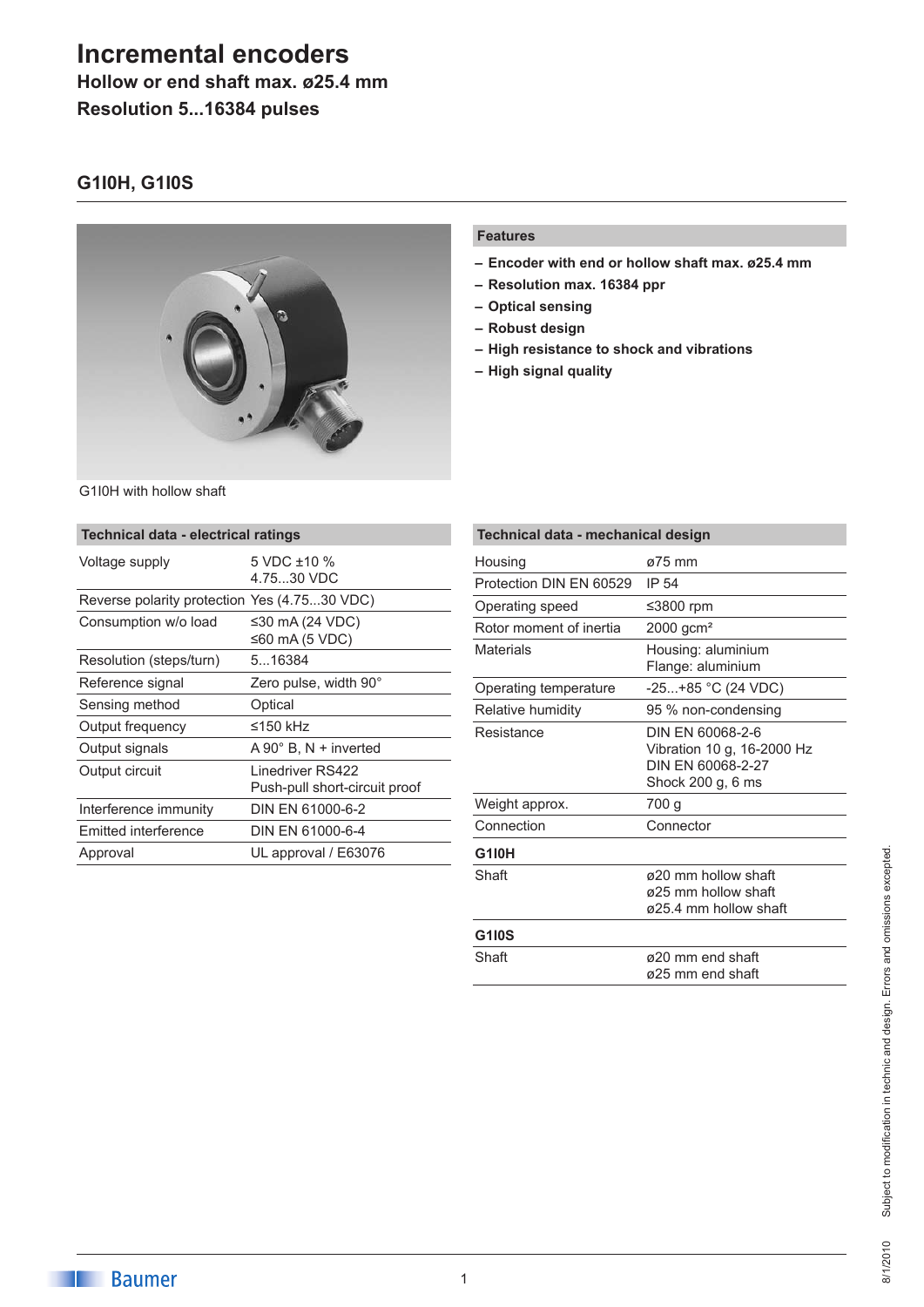# Incremental encoders

**Hollow or end shaft max. ø25.4 mm**

**Resolution 5...16384 pulses**

## G1I0H, G1I0S

G1I0H with hollow shaft

### Features

- **Encoder with end or hollow shaft max. ø25.4 mm**
- **Resolution max. 16384 ppr**
- **Optical sensing**
- **Robust design**
- **High resistance to shock and vibrations**
- **High signal quality**

### Technical data - electrical ratings

| | |
|---|---|
| Voltage supply | 5 VDC ±10 %<br>4.75...30 VDC |
| Reverse polarity protection | Yes (4.75...30 VDC) |
| Consumption w/o load | ≤30 mA (24 VDC)<br>≤60 mA (5 VDC) |
| Resolution (steps/turn) | 5...16384 |
| Reference signal | Zero pulse, width 90° |
| Sensing method | Optical |
| Output frequency | ≤150 kHz |
| Output signals | A 90° B, N + inverted |
| Output circuit | Linedriver RS422<br>Push-pull short-circuit proof |
| Interference immunity | DIN EN 61000-6-2 |
| Emitted interference | DIN EN 61000-6-4 |
| Approval | UL approval / E63076 |

### Technical data - mechanical design

| | |
|---|---|
| Housing | ø75 mm |
| Protection DIN EN 60529 | IP 54 |
| Operating speed | ≤3800 rpm |
| Rotor moment of inertia | 2000 gcm² |
| Materials | Housing: aluminium<br>Flange: aluminium |
| Operating temperature | -25...+85 °C (24 VDC) |
| Relative humidity | 95 % non-condensing |
| Resistance | DIN EN 60068-2-6<br>Vibration 10 g, 16-2000 Hz<br>DIN EN 60068-2-27<br>Shock 200 g, 6 ms |
| Weight approx. | 700 g |
| Connection | Connector |
| **G1I0H** | |
| Shaft | ø20 mm hollow shaft<br>ø25 mm hollow shaft<br>ø25.4 mm hollow shaft |
| **G1I0S** | |
| Shaft | ø20 mm end shaft<br>ø25 mm end shaft |

Subject to modification in technic and design. Errors and omissions excepted.

8/1/2010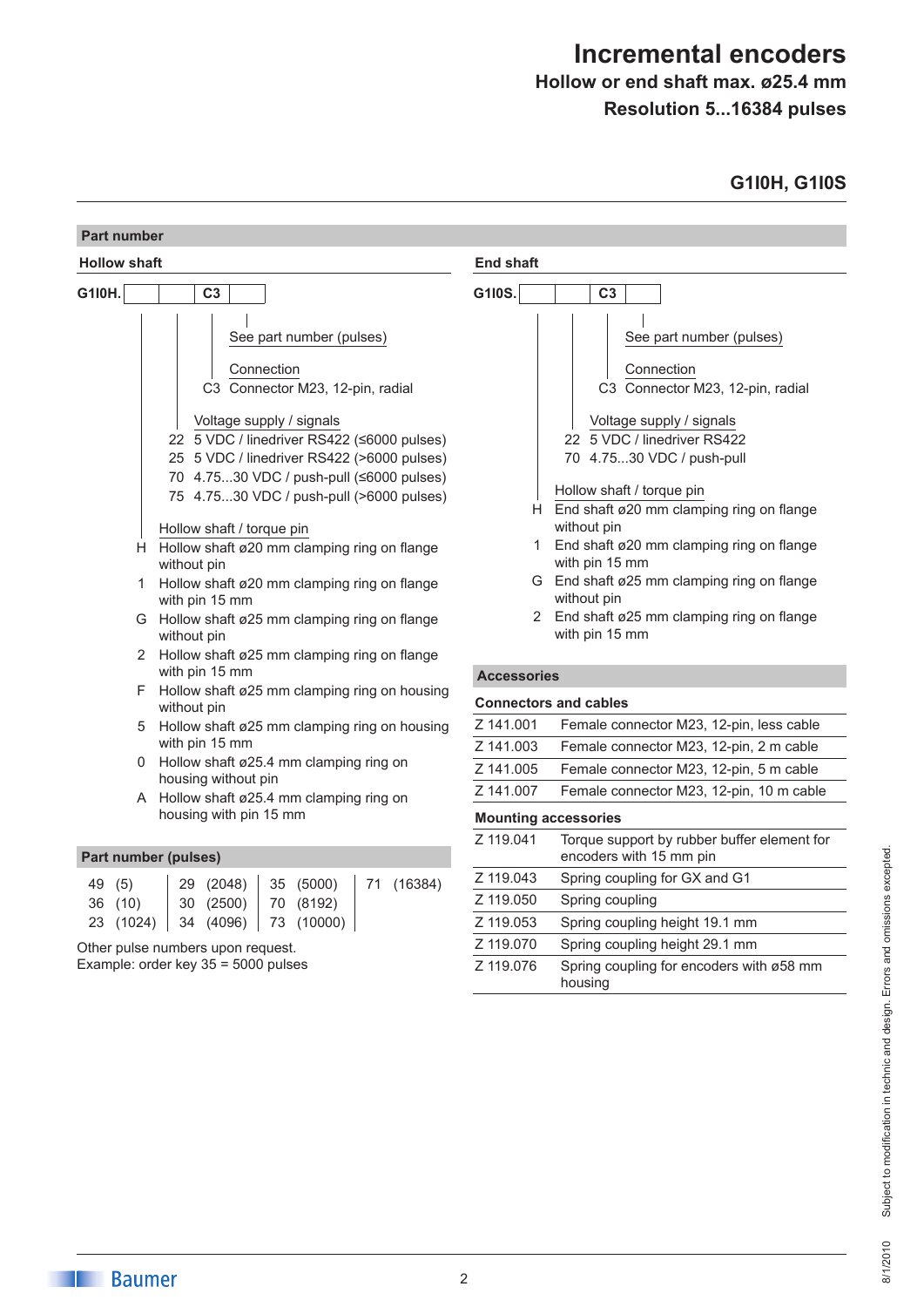# Incremental encoders

## Hollow or end shaft max. ø25.4 mm

## Resolution 5...16384 pulses

## G1I0H, G1I0S

## Part number

### Hollow shaft

G1I0H. [ ] [ ] C3 [ ]

- See part number (pulses)
- Connection
  - C3 Connector M23, 12-pin, radial
- Voltage supply / signals
  - 22 5 VDC / linedriver RS422 (≤6000 pulses)
  - 25 5 VDC / linedriver RS422 (>6000 pulses)
  - 70 4.75...30 VDC / push-pull (≤6000 pulses)
  - 75 4.75...30 VDC / push-pull (>6000 pulses)
- Hollow shaft / torque pin
  - H Hollow shaft ø20 mm clamping ring on flange without pin
  - 1 Hollow shaft ø20 mm clamping ring on flange with pin 15 mm
  - G Hollow shaft ø25 mm clamping ring on flange without pin
  - 2 Hollow shaft ø25 mm clamping ring on flange with pin 15 mm
  - F Hollow shaft ø25 mm clamping ring on housing without pin
  - 5 Hollow shaft ø25 mm clamping ring on housing with pin 15 mm
  - 0 Hollow shaft ø25.4 mm clamping ring on housing without pin
  - A Hollow shaft ø25.4 mm clamping ring on housing with pin 15 mm

### End shaft

G1I0S. [ ] [ ] C3 [ ]

- See part number (pulses)
- Connection
  - C3 Connector M23, 12-pin, radial
- Voltage supply / signals
  - 22 5 VDC / linedriver RS422
  - 70 4.75...30 VDC / push-pull
- Hollow shaft / torque pin
  - H End shaft ø20 mm clamping ring on flange without pin
  - 1 End shaft ø20 mm clamping ring on flange with pin 15 mm
  - G End shaft ø25 mm clamping ring on flange without pin
  - 2 End shaft ø25 mm clamping ring on flange with pin 15 mm

## Part number (pulses)

| | | | |
|---|---|---|---|
| 49 (5) | 29 (2048) | 35 (5000) | 71 (16384) |
| 36 (10) | 30 (2500) | 70 (8192) | |
| 23 (1024) | 34 (4096) | 73 (10000) | |

Other pulse numbers upon request.
Example: order key 35 = 5000 pulses

## Accessories

### Connectors and cables

| | |
|---|---|
| Z 141.001 | Female connector M23, 12-pin, less cable |
| Z 141.003 | Female connector M23, 12-pin, 2 m cable |
| Z 141.005 | Female connector M23, 12-pin, 5 m cable |
| Z 141.007 | Female connector M23, 12-pin, 10 m cable |

### Mounting accessories

| | |
|---|---|
| Z 119.041 | Torque support by rubber buffer element for encoders with 15 mm pin |
| Z 119.043 | Spring coupling for GX and G1 |
| Z 119.050 | Spring coupling |
| Z 119.053 | Spring coupling height 19.1 mm |
| Z 119.070 | Spring coupling height 29.1 mm |
| Z 119.076 | Spring coupling for encoders with ø58 mm housing |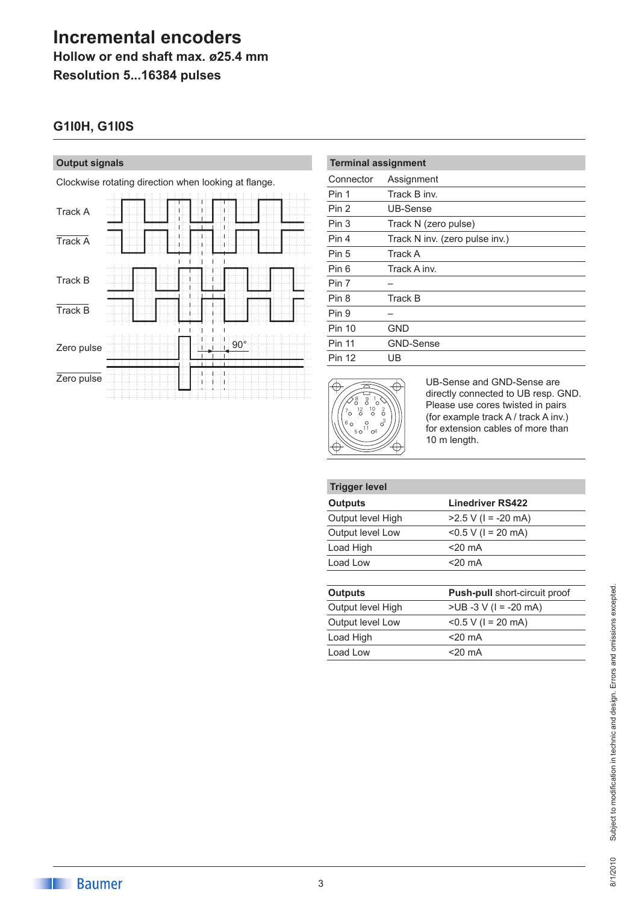# Incremental encoders

**Hollow or end shaft max. ø25.4 mm**

**Resolution 5...16384 pulses**

## G1I0H, G1I0S

### Output signals

Clockwise rotating direction when looking at flange.

Track A

Track A (inv.)

Track B

Track B (inv.)

Zero pulse

90°

Zero pulse (inv.)

### Terminal assignment

| Connector | Assignment |
|---|---|
| Pin 1 | Track B inv. |
| Pin 2 | UB-Sense |
| Pin 3 | Track N (zero pulse) |
| Pin 4 | Track N inv. (zero pulse inv.) |
| Pin 5 | Track A |
| Pin 6 | Track A inv. |
| Pin 7 | – |
| Pin 8 | Track B |
| Pin 9 | – |
| Pin 10 | GND |
| Pin 11 | GND-Sense |
| Pin 12 | UB |

UB-Sense and GND-Sense are directly connected to UB resp. GND. Please use cores twisted in pairs (for example track A / track A inv.) for extension cables of more than 10 m length.

### Trigger level

| Outputs | Linedriver RS422 |
|---|---|
| Output level High | >2.5 V (I = -20 mA) |
| Output level Low | <0.5 V (I = 20 mA) |
| Load High | <20 mA |
| Load Low | <20 mA |

| Outputs | **Push-pull** short-circuit proof |
|---|---|
| Output level High | >UB -3 V (I = -20 mA) |
| Output level Low | <0.5 V (I = 20 mA) |
| Load High | <20 mA |
| Load Low | <20 mA |

8/1/2010 Subject to modification in technic and design. Errors and omissions excepted.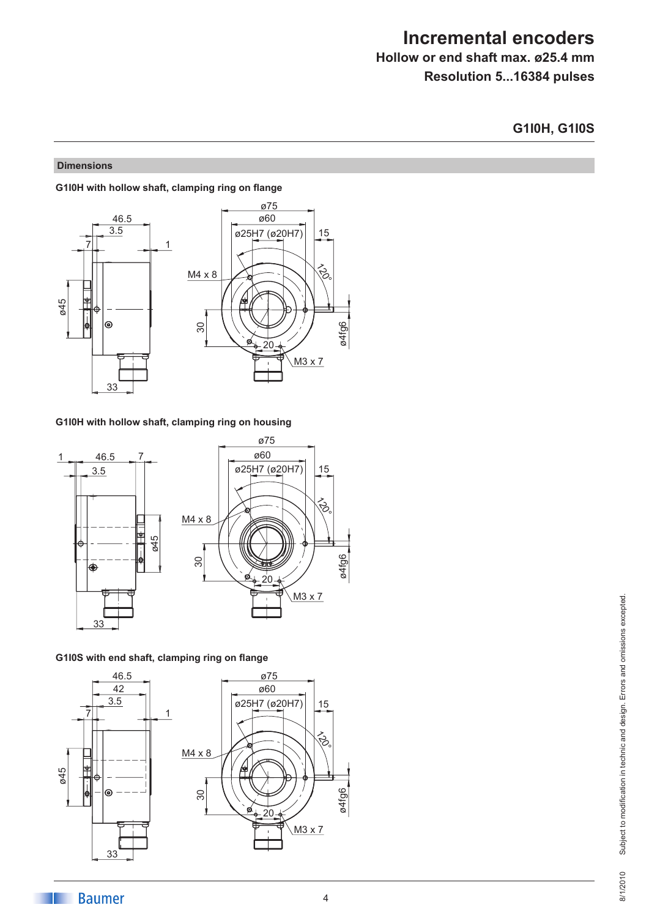# Incremental encoders

**Hollow or end shaft max. ø25.4 mm**

**Resolution 5...16384 pulses**

**G1I0H, G1I0S**

## Dimensions

### G1I0H with hollow shaft, clamping ring on flange

46.5
3.5
7
1
ø45
33
ø75
ø60
ø25H7 (ø20H7)
15
M4 x 8
120°
30
20
M3 x 7
ø4fg6

### G1I0H with hollow shaft, clamping ring on housing

1
46.5
7
3.5
ø45
33
ø75
ø60
ø25H7 (ø20H7)
15
M4 x 8
120°
30
20
M3 x 7
ø4fg6

### G1I0S with end shaft, clamping ring on flange

46.5
42
3.5
7
1
ø45
33
ø75
ø60
ø25H7 (ø20H7)
15
M4 x 8
120°
30
20
M3 x 7
ø4fg6

Subject to modification in technic and design. Errors and omissions excepted.

8/1/2010